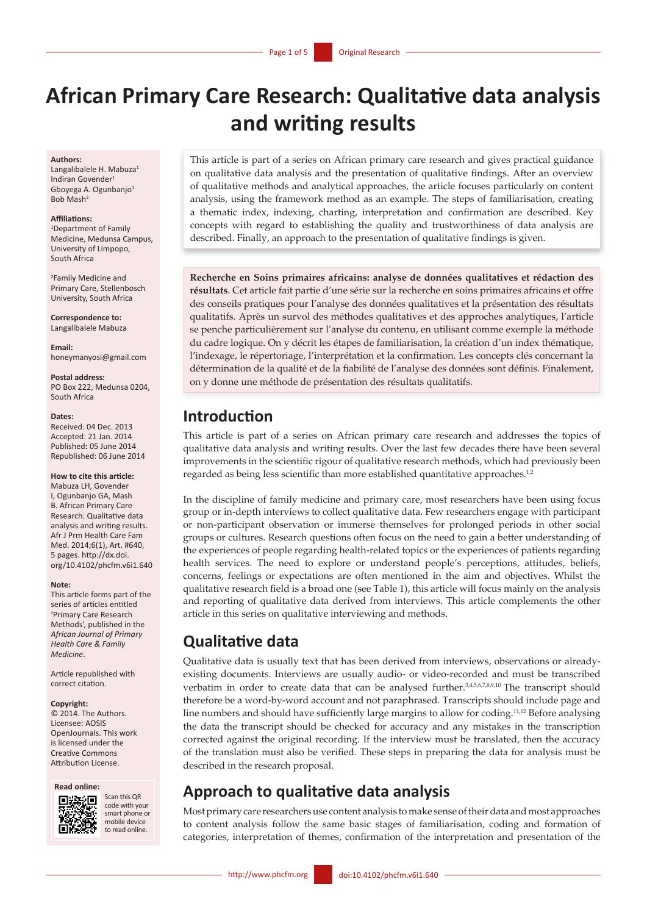# African Primary Care Research: Qualitative data analysis and writing results

**Authors:**
Langalibalele H. Mabuza[1]
Indiran Govender[1]
Gboyega A. Ogunbanjo[1]
Bob Mash[2]

**Affiliations:**
[1]Department of Family Medicine, Medunsa Campus, University of Limpopo, South Africa

[2]Family Medicine and Primary Care, Stellenbosch University, South Africa

**Correspondence to:**
Langalibalele Mabuza

**Email:**
honeymanyosi@gmail.com

**Postal address:**
PO Box 222, Medunsa 0204, South Africa

**Dates:**
Received: 04 Dec. 2013
Accepted: 21 Jan. 2014
Published: 05 June 2014
Republished: 06 June 2014

**How to cite this article:**
Mabuza LH, Govender I, Ogunbanjo GA, Mash B. African Primary Care Research: Qualitative data analysis and writing results. Afr J Prm Health Care Fam Med. 2014;6(1), Art. #640, 5 pages. http://dx.doi.org/10.4102/phcfm.v6i1.640

**Note:**
This article forms part of the series of articles entitled 'Primary Care Research Methods', published in the *African Journal of Primary Health Care & Family Medicine*.

Article republished with correct citation.

**Copyright:**
© 2014. The Authors. Licensee: AOSIS OpenJournals. This work is licensed under the Creative Commons Attribution License.

**Read online:**
Scan this QR code with your smart phone or mobile device to read online.

This article is part of a series on African primary care research and gives practical guidance on qualitative data analysis and the presentation of qualitative findings. After an overview of qualitative methods and analytical approaches, the article focuses particularly on content analysis, using the framework method as an example. The steps of familiarisation, creating a thematic index, indexing, charting, interpretation and confirmation are described. Key concepts with regard to establishing the quality and trustworthiness of data analysis are described. Finally, an approach to the presentation of qualitative findings is given.

**Recherche en Soins primaires africains: analyse de données qualitatives et rédaction des résultats**. Cet article fait partie d'une série sur la recherche en soins primaires africains et offre des conseils pratiques pour l'analyse des données qualitatives et la présentation des résultats qualitatifs. Après un survol des méthodes qualitatives et des approches analytiques, l'article se penche particulièrement sur l'analyse du contenu, en utilisant comme exemple la méthode du cadre logique. On y décrit les étapes de familiarisation, la création d'un index thématique, l'indexage, le répertoriage, l'interprétation et la confirmation. Les concepts clés concernant la détermination de la qualité et de la fiabilité de l'analyse des données sont définis. Finalement, on y donne une méthode de présentation des résultats qualitatifs.

## Introduction

This article is part of a series on African primary care research and addresses the topics of qualitative data analysis and writing results. Over the last few decades there have been several improvements in the scientific rigour of qualitative research methods, which had previously been regarded as being less scientific than more established quantitative approaches.[1,2]

In the discipline of family medicine and primary care, most researchers have been using focus group or in-depth interviews to collect qualitative data. Few researchers engage with participant or non-participant observation or immerse themselves for prolonged periods in other social groups or cultures. Research questions often focus on the need to gain a better understanding of the experiences of people regarding health-related topics or the experiences of patients regarding health services. The need to explore or understand people's perceptions, attitudes, beliefs, concerns, feelings or expectations are often mentioned in the aim and objectives. Whilst the qualitative research field is a broad one (see Table 1), this article will focus mainly on the analysis and reporting of qualitative data derived from interviews. This article complements the other article in this series on qualitative interviewing and methods.

## Qualitative data

Qualitative data is usually text that has been derived from interviews, observations or already-existing documents. Interviews are usually audio- or video-recorded and must be transcribed verbatim in order to create data that can be analysed further.[3,4,5,6,7,8,9,10] The transcript should therefore be a word-by-word account and not paraphrased. Transcripts should include page and line numbers and should have sufficiently large margins to allow for coding.[11,12] Before analysing the data the transcript should be checked for accuracy and any mistakes in the transcription corrected against the original recording. If the interview must be translated, then the accuracy of the translation must also be verified. These steps in preparing the data for analysis must be described in the research proposal.

## Approach to qualitative data analysis

Most primary care researchers use content analysis to make sense of their data and most approaches to content analysis follow the same basic stages of familiarisation, coding and formation of categories, interpretation of themes, confirmation of the interpretation and presentation of the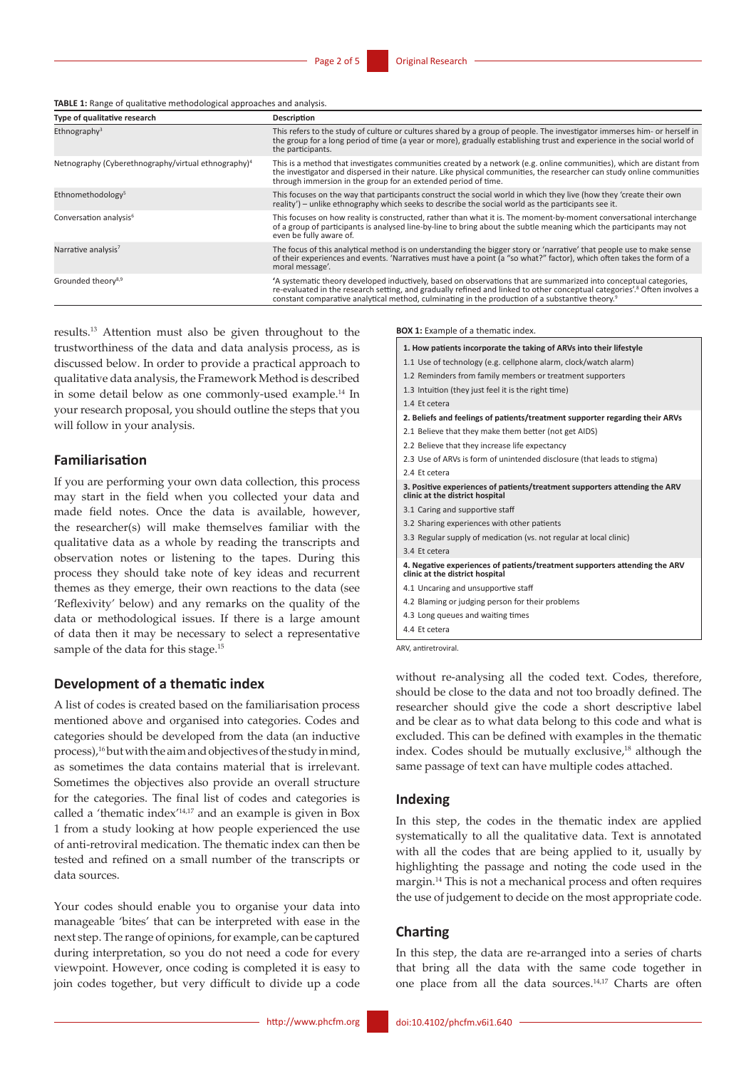**TABLE 1:** Range of qualitative methodological approaches and analysis.

| Type of qualitative research | Description |
|---|---|
| Ethnography[3] | This refers to the study of culture or cultures shared by a group of people. The investigator immerses him- or herself in the group for a long period of time (a year or more), gradually establishing trust and experience in the social world of the participants. |
| Netnography (Cyberethnography/virtual ethnography)[4] | This is a method that investigates communities created by a network (e.g. online communities), which are distant from the investigator and dispersed in their nature. Like physical communities, the researcher can study online communities through immersion in the group for an extended period of time. |
| Ethnomethodology[5] | This focuses on the way that participants construct the social world in which they live (how they 'create their own reality') – unlike ethnography which seeks to describe the social world as the participants see it. |
| Conversation analysis[6] | This focuses on how reality is constructed, rather than what it is. The moment-by-moment conversational interchange of a group of participants is analysed line-by-line to bring about the subtle meaning which the participants may not even be fully aware of. |
| Narrative analysis[7] | The focus of this analytical method is on understanding the bigger story or 'narrative' that people use to make sense of their experiences and events. 'Narratives must have a point (a "so what?" factor), which often takes the form of a moral message'. |
| Grounded theory[8,9] | 'A systematic theory developed inductively, based on observations that are summarized into conceptual categories, re-evaluated in the research setting, and gradually refined and linked to other conceptual categories'.[8] Often involves a constant comparative analytical method, culminating in the production of a substantive theory.[9] |

results.[13] Attention must also be given throughout to the trustworthiness of the data and data analysis process, as is discussed below. In order to provide a practical approach to qualitative data analysis, the Framework Method is described in some detail below as one commonly-used example.[14] In your research proposal, you should outline the steps that you will follow in your analysis.

## Familiarisation

If you are performing your own data collection, this process may start in the field when you collected your data and made field notes. Once the data is available, however, the researcher(s) will make themselves familiar with the qualitative data as a whole by reading the transcripts and observation notes or listening to the tapes. During this process they should take note of key ideas and recurrent themes as they emerge, their own reactions to the data (see 'Reflexivity' below) and any remarks on the quality of the data or methodological issues. If there is a large amount of data then it may be necessary to select a representative sample of the data for this stage.[15]

## Development of a thematic index

A list of codes is created based on the familiarisation process mentioned above and organised into categories. Codes and categories should be developed from the data (an inductive process),[16] but with the aim and objectives of the study in mind, as sometimes the data contains material that is irrelevant. Sometimes the objectives also provide an overall structure for the categories. The final list of codes and categories is called a 'thematic index'[14,17] and an example is given in Box 1 from a study looking at how people experienced the use of anti-retroviral medication. The thematic index can then be tested and refined on a small number of the transcripts or data sources.

Your codes should enable you to organise your data into manageable 'bites' that can be interpreted with ease in the next step. The range of opinions, for example, can be captured during interpretation, so you do not need a code for every viewpoint. However, once coding is completed it is easy to join codes together, but very difficult to divide up a code without re-analysing all the coded text. Codes, therefore, should be close to the data and not too broadly defined. The researcher should give the code a short descriptive label and be clear as to what data belong to this code and what is excluded. This can be defined with examples in the thematic index. Codes should be mutually exclusive,[18] although the same passage of text can have multiple codes attached.

**BOX 1:** Example of a thematic index.

**1. How patients incorporate the taking of ARVs into their lifestyle**
- 1.1 Use of technology (e.g. cellphone alarm, clock/watch alarm)
- 1.2 Reminders from family members or treatment supporters
- 1.3 Intuition (they just feel it is the right time)
- 1.4 Et cetera

**2. Beliefs and feelings of patients/treatment supporter regarding their ARVs**
- 2.1 Believe that they make them better (not get AIDS)
- 2.2 Believe that they increase life expectancy
- 2.3 Use of ARVs is form of unintended disclosure (that leads to stigma)
- 2.4 Et cetera

**3. Positive experiences of patients/treatment supporters attending the ARV clinic at the district hospital**
- 3.1 Caring and supportive staff
- 3.2 Sharing experiences with other patients
- 3.3 Regular supply of medication (vs. not regular at local clinic)
- 3.4 Et cetera

**4. Negative experiences of patients/treatment supporters attending the ARV clinic at the district hospital**
- 4.1 Uncaring and unsupportive staff
- 4.2 Blaming or judging person for their problems
- 4.3 Long queues and waiting times
- 4.4 Et cetera

ARV, antiretroviral.

## Indexing

In this step, the codes in the thematic index are applied systematically to all the qualitative data. Text is annotated with all the codes that are being applied to it, usually by highlighting the passage and noting the code used in the margin.[14] This is not a mechanical process and often requires the use of judgement to decide on the most appropriate code.

## Charting

In this step, the data are re-arranged into a series of charts that bring all the data with the same code together in one place from all the data sources.[14,17] Charts are often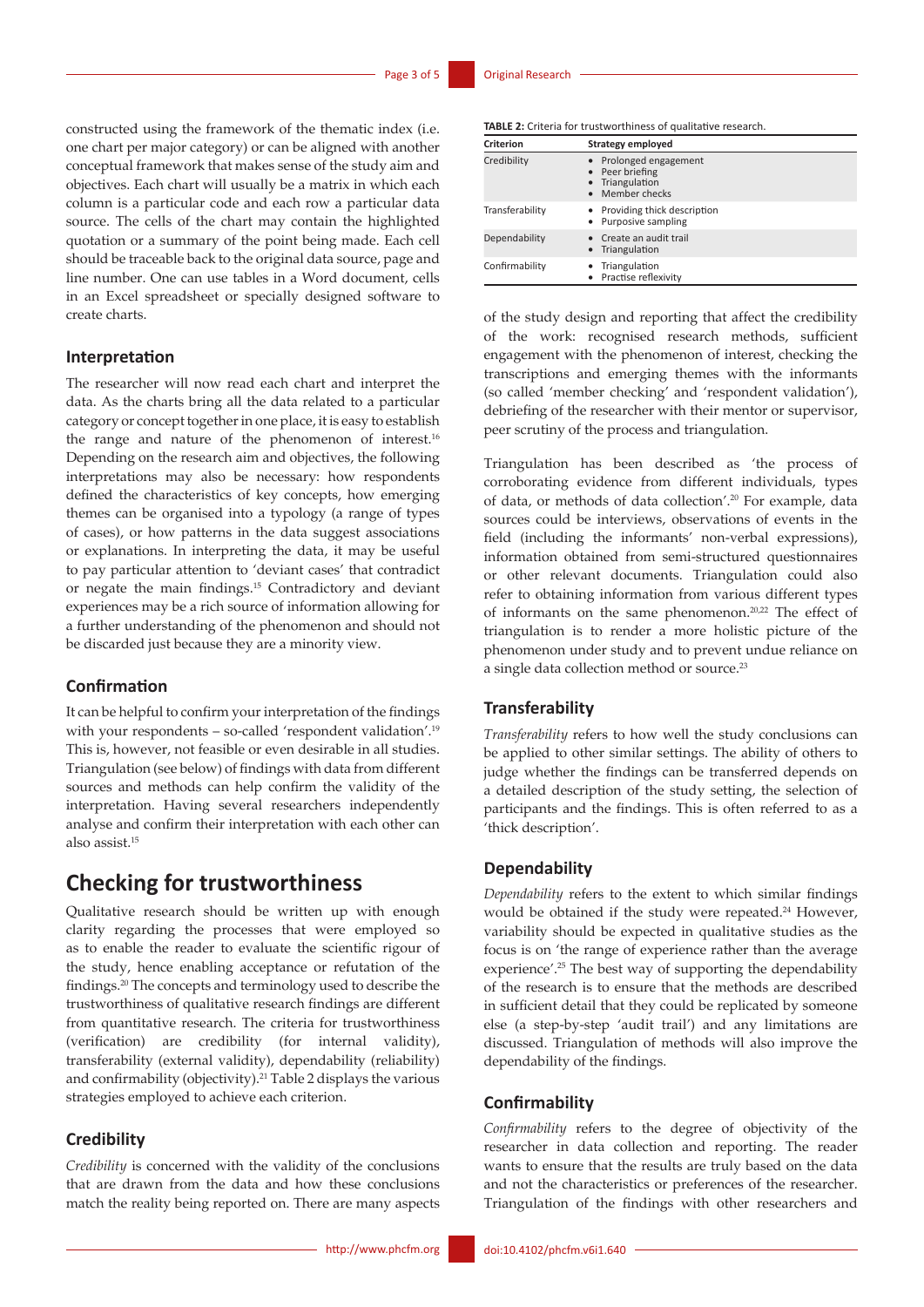constructed using the framework of the thematic index (i.e. one chart per major category) or can be aligned with another conceptual framework that makes sense of the study aim and objectives. Each chart will usually be a matrix in which each column is a particular code and each row a particular data source. The cells of the chart may contain the highlighted quotation or a summary of the point being made. Each cell should be traceable back to the original data source, page and line number. One can use tables in a Word document, cells in an Excel spreadsheet or specially designed software to create charts.

### Interpretation

The researcher will now read each chart and interpret the data. As the charts bring all the data related to a particular category or concept together in one place, it is easy to establish the range and nature of the phenomenon of interest.[16] Depending on the research aim and objectives, the following interpretations may also be necessary: how respondents defined the characteristics of key concepts, how emerging themes can be organised into a typology (a range of types of cases), or how patterns in the data suggest associations or explanations. In interpreting the data, it may be useful to pay particular attention to 'deviant cases' that contradict or negate the main findings.[15] Contradictory and deviant experiences may be a rich source of information allowing for a further understanding of the phenomenon and should not be discarded just because they are a minority view.

### Confirmation

It can be helpful to confirm your interpretation of the findings with your respondents – so-called 'respondent validation'.[19] This is, however, not feasible or even desirable in all studies. Triangulation (see below) of findings with data from different sources and methods can help confirm the validity of the interpretation. Having several researchers independently analyse and confirm their interpretation with each other can also assist.[15]

## Checking for trustworthiness

Qualitative research should be written up with enough clarity regarding the processes that were employed so as to enable the reader to evaluate the scientific rigour of the study, hence enabling acceptance or refutation of the findings.[20] The concepts and terminology used to describe the trustworthiness of qualitative research findings are different from quantitative research. The criteria for trustworthiness (verification) are credibility (for internal validity), transferability (external validity), dependability (reliability) and confirmability (objectivity).[21] Table 2 displays the various strategies employed to achieve each criterion.

**TABLE 2:** Criteria for trustworthiness of qualitative research.

| Criterion | Strategy employed |
| --- | --- |
| Credibility | • Prolonged engagement<br>• Peer briefing<br>• Triangulation<br>• Member checks |
| Transferability | • Providing thick description<br>• Purposive sampling |
| Dependability | • Create an audit trail<br>• Triangulation |
| Confirmability | • Triangulation<br>• Practise reflexivity |

### Credibility

*Credibility* is concerned with the validity of the conclusions that are drawn from the data and how these conclusions match the reality being reported on. There are many aspects of the study design and reporting that affect the credibility of the work: recognised research methods, sufficient engagement with the phenomenon of interest, checking the transcriptions and emerging themes with the informants (so called 'member checking' and 'respondent validation'), debriefing of the researcher with their mentor or supervisor, peer scrutiny of the process and triangulation.

Triangulation has been described as 'the process of corroborating evidence from different individuals, types of data, or methods of data collection'.[20] For example, data sources could be interviews, observations of events in the field (including the informants' non-verbal expressions), information obtained from semi-structured questionnaires or other relevant documents. Triangulation could also refer to obtaining information from various different types of informants on the same phenomenon.[20,22] The effect of triangulation is to render a more holistic picture of the phenomenon under study and to prevent undue reliance on a single data collection method or source.[23]

### Transferability

*Transferability* refers to how well the study conclusions can be applied to other similar settings. The ability of others to judge whether the findings can be transferred depends on a detailed description of the study setting, the selection of participants and the findings. This is often referred to as a 'thick description'.

### Dependability

*Dependability* refers to the extent to which similar findings would be obtained if the study were repeated.[24] However, variability should be expected in qualitative studies as the focus is on 'the range of experience rather than the average experience'.[25] The best way of supporting the dependability of the research is to ensure that the methods are described in sufficient detail that they could be replicated by someone else (a step-by-step 'audit trail') and any limitations are discussed. Triangulation of methods will also improve the dependability of the findings.

### Confirmability

*Confirmability* refers to the degree of objectivity of the researcher in data collection and reporting. The reader wants to ensure that the results are truly based on the data and not the characteristics or preferences of the researcher. Triangulation of the findings with other researchers and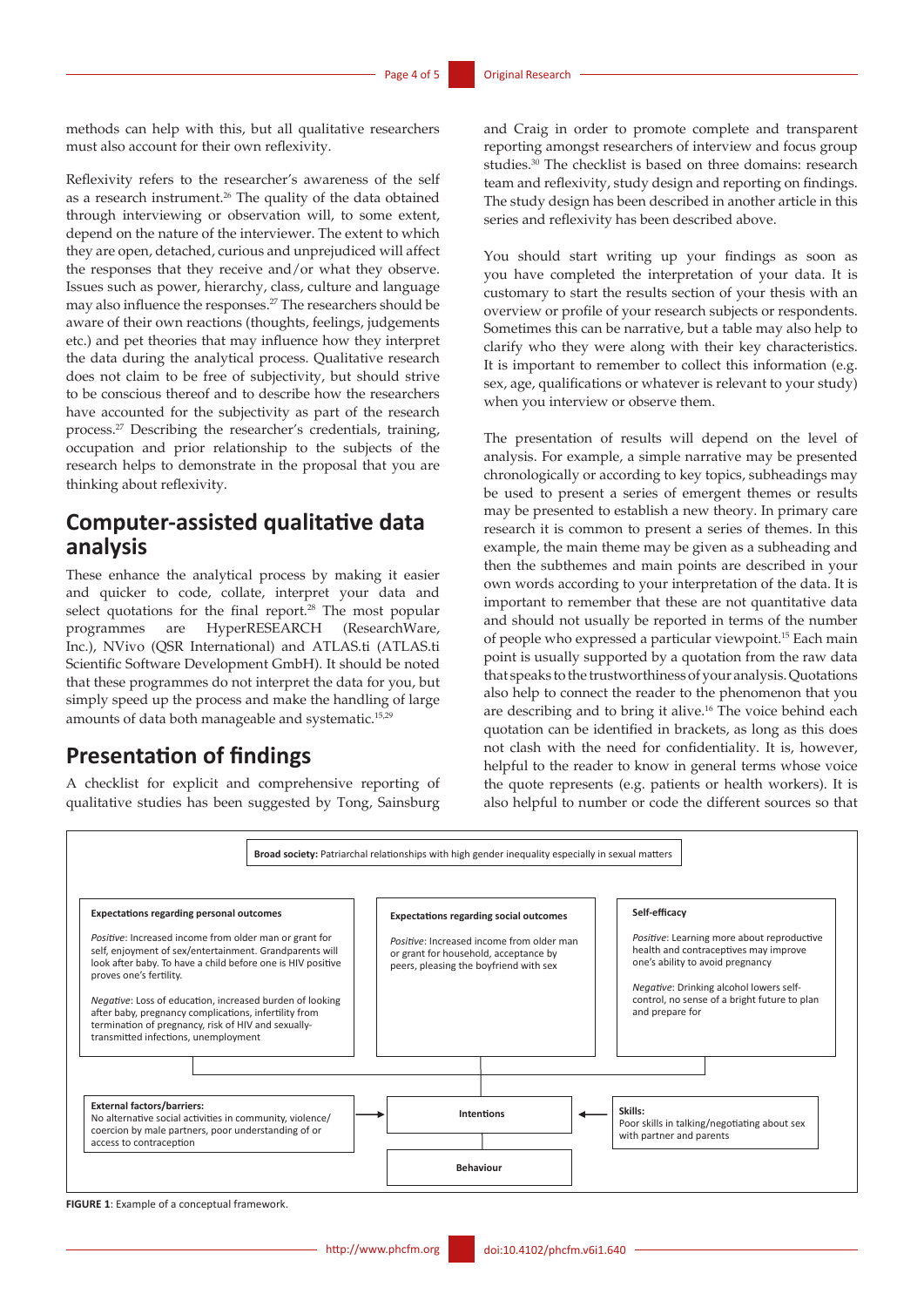methods can help with this, but all qualitative researchers must also account for their own reflexivity.

Reflexivity refers to the researcher's awareness of the self as a research instrument.[26] The quality of the data obtained through interviewing or observation will, to some extent, depend on the nature of the interviewer. The extent to which they are open, detached, curious and unprejudiced will affect the responses that they receive and/or what they observe. Issues such as power, hierarchy, class, culture and language may also influence the responses.[27] The researchers should be aware of their own reactions (thoughts, feelings, judgements etc.) and pet theories that may influence how they interpret the data during the analytical process. Qualitative research does not claim to be free of subjectivity, but should strive to be conscious thereof and to describe how the researchers have accounted for the subjectivity as part of the research process.[27] Describing the researcher's credentials, training, occupation and prior relationship to the subjects of the research helps to demonstrate in the proposal that you are thinking about reflexivity.

## Computer-assisted qualitative data analysis

These enhance the analytical process by making it easier and quicker to code, collate, interpret your data and select quotations for the final report.[28] The most popular programmes are HyperRESEARCH (ResearchWare, Inc.), NVivo (QSR International) and ATLAS.ti (ATLAS.ti Scientific Software Development GmbH). It should be noted that these programmes do not interpret the data for you, but simply speed up the process and make the handling of large amounts of data both manageable and systematic.[15,29]

## Presentation of findings

A checklist for explicit and comprehensive reporting of qualitative studies has been suggested by Tong, Sainsburg and Craig in order to promote complete and transparent reporting amongst researchers of interview and focus group studies.[30] The checklist is based on three domains: research team and reflexivity, study design and reporting on findings. The study design has been described in another article in this series and reflexivity has been described above.

You should start writing up your findings as soon as you have completed the interpretation of your data. It is customary to start the results section of your thesis with an overview or profile of your research subjects or respondents. Sometimes this can be narrative, but a table may also help to clarify who they were along with their key characteristics. It is important to remember to collect this information (e.g. sex, age, qualifications or whatever is relevant to your study) when you interview or observe them.

The presentation of results will depend on the level of analysis. For example, a simple narrative may be presented chronologically or according to key topics, subheadings may be used to present a series of emergent themes or results may be presented to establish a new theory. In primary care research it is common to present a series of themes. In this example, the main theme may be given as a subheading and then the subthemes and main points are described in your own words according to your interpretation of the data. It is important to remember that these are not quantitative data and should not usually be reported in terms of the number of people who expressed a particular viewpoint.[15] Each main point is usually supported by a quotation from the raw data that speaks to the trustworthiness of your analysis. Quotations also help to connect the reader to the phenomenon that you are describing and to bring it alive.[16] The voice behind each quotation can be identified in brackets, as long as this does not clash with the need for confidentiality. It is, however, helpful to the reader to know in general terms whose voice the quote represents (e.g. patients or health workers). It is also helpful to number or code the different sources so that

**Broad society:** Patriarchal relationships with high gender inequality especially in sexual matters

**Expectations regarding personal outcomes**

*Positive*: Increased income from older man or grant for self, enjoyment of sex/entertainment. Grandparents will look after baby. To have a child before one is HIV positive proves one's fertility.

*Negative*: Loss of education, increased burden of looking after baby, pregnancy complications, infertility from termination of pregnancy, risk of HIV and sexually-transmitted infections, unemployment

**Expectations regarding social outcomes**

*Positive*: Increased income from older man or grant for household, acceptance by peers, pleasing the boyfriend with sex

**Self-efficacy**

*Positive*: Learning more about reproductive health and contraceptives may improve one's ability to avoid pregnancy

*Negative*: Drinking alcohol lowers self-control, no sense of a bright future to plan and prepare for

**External factors/barriers:** No alternative social activities in community, violence/coercion by male partners, poor understanding of or access to contraception

**Intentions**

**Skills:** Poor skills in talking/negotiating about sex with partner and parents

**Behaviour**

**FIGURE 1**: Example of a conceptual framework.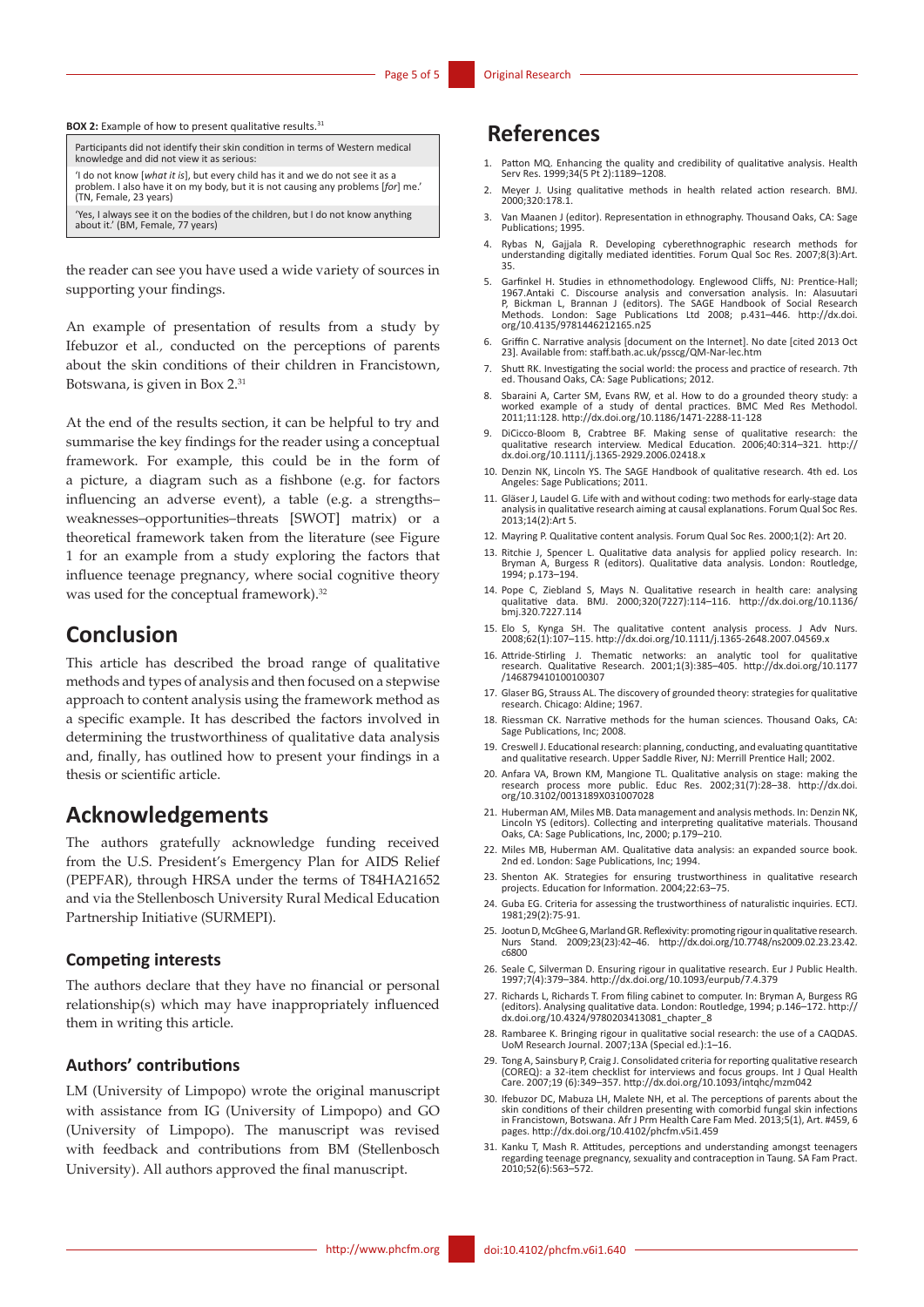**BOX 2:** Example of how to present qualitative results.[31]

| |
|---|
| Participants did not identify their skin condition in terms of Western medical knowledge and did not view it as serious: |
| 'I do not know [*what it is*], but every child has it and we do not see it as a problem. I also have it on my body, but it is not causing any problems [*for*] me.' (TN, Female, 23 years) |
| 'Yes, I always see it on the bodies of the children, but I do not know anything about it.' (BM, Female, 77 years) |

the reader can see you have used a wide variety of sources in supporting your findings.

An example of presentation of results from a study by Ifebuzor et al., conducted on the perceptions of parents about the skin conditions of their children in Francistown, Botswana, is given in Box 2.[31]

At the end of the results section, it can be helpful to try and summarise the key findings for the reader using a conceptual framework. For example, this could be in the form of a picture, a diagram such as a fishbone (e.g. for factors influencing an adverse event), a table (e.g. a strengths–weaknesses–opportunities–threats [SWOT] matrix) or a theoretical framework taken from the literature (see Figure 1 for an example from a study exploring the factors that influence teenage pregnancy, where social cognitive theory was used for the conceptual framework).[32]

## Conclusion

This article has described the broad range of qualitative methods and types of analysis and then focused on a stepwise approach to content analysis using the framework method as a specific example. It has described the factors involved in determining the trustworthiness of qualitative data analysis and, finally, has outlined how to present your findings in a thesis or scientific article.

## Acknowledgements

The authors gratefully acknowledge funding received from the U.S. President's Emergency Plan for AIDS Relief (PEPFAR), through HRSA under the terms of T84HA21652 and via the Stellenbosch University Rural Medical Education Partnership Initiative (SURMEPI).

### Competing interests

The authors declare that they have no financial or personal relationship(s) which may have inappropriately influenced them in writing this article.

### Authors' contributions

LM (University of Limpopo) wrote the original manuscript with assistance from IG (University of Limpopo) and GO (University of Limpopo). The manuscript was revised with feedback and contributions from BM (Stellenbosch University). All authors approved the final manuscript.

## References

1. Patton MQ. Enhancing the quality and credibility of qualitative analysis. Health Serv Res. 1999;34(5 Pt 2):1189–1208.
2. Meyer J. Using qualitative methods in health related action research. BMJ. 2000;320:178.1.
3. Van Maanen J (editor). Representation in ethnography. Thousand Oaks, CA: Sage Publications; 1995.
4. Rybas N, Gajjala R. Developing cyberethnographic research methods for understanding digitally mediated identities. Forum Qual Soc Res. 2007;8(3):Art. 35.
5. Garfinkel H. Studies in ethnomethodology. Englewood Cliffs, NJ: Prentice-Hall; 1967.Antaki C. Discourse analysis and conversation analysis. In: Alasuutari P, Bickman L, Brannan J (editors). The SAGE Handbook of Social Research Methods. London: Sage Publications Ltd 2008; p.431–446. http://dx.doi.org/10.4135/9781446212165.n25
6. Griffin C. Narrative analysis [document on the Internet]. No date [cited 2013 Oct 23]. Available from: staff.bath.ac.uk/psscg/QM-Nar-lec.htm
7. Shutt RK. Investigating the social world: the process and practice of research. 7th ed. Thousand Oaks, CA: Sage Publications; 2012.
8. Sbaraini A, Carter SM, Evans RW, et al. How to do a grounded theory study: a worked example of a study of dental practices. BMC Med Res Methodol. 2011;11:128. http://dx.doi.org/10.1186/1471-2288-11-128
9. DiCicco-Bloom B, Crabtree BF. Making sense of qualitative research: the qualitative research interview. Medical Education. 2006;40:314–321. http://dx.doi.org/10.1111/j.1365-2929.2006.02418.x
10. Denzin NK, Lincoln YS. The SAGE Handbook of qualitative research. 4th ed. Los Angeles: Sage Publications; 2011.
11. Gläser J, Laudel G. Life with and without coding: two methods for early-stage data analysis in qualitative research aiming at causal explanations. Forum Qual Soc Res. 2013;14(2):Art 5.
12. Mayring P. Qualitative content analysis. Forum Qual Soc Res. 2000;1(2): Art 20.
13. Ritchie J, Spencer L. Qualitative data analysis for applied policy research. In: Bryman A, Burgess R (editors). Qualitative data analysis. London: Routledge, 1994; p.173–194.
14. Pope C, Ziebland S, Mays N. Qualitative research in health care: analysing qualitative data. BMJ. 2000;320(7227):114–116. http://dx.doi.org/10.1136/bmj.320.7227.114
15. Elo S, Kynga SH. The qualitative content analysis process. J Adv Nurs. 2008;62(1):107–115. http://dx.doi.org/10.1111/j.1365-2648.2007.04569.x
16. Attride-Stirling J. Thematic networks: an analytic tool for qualitative research. Qualitative Research. 2001;1(3):385–405. http://dx.doi.org/10.1177/146879410100100307
17. Glaser BG, Strauss AL. The discovery of grounded theory: strategies for qualitative research. Chicago: Aldine; 1967.
18. Riessman CK. Narrative methods for the human sciences. Thousand Oaks, CA: Sage Publications, Inc; 2008.
19. Creswell J. Educational research: planning, conducting, and evaluating quantitative and qualitative research. Upper Saddle River, NJ: Merrill Prentice Hall; 2002.
20. Anfara VA, Brown KM, Mangione TL. Qualitative analysis on stage: making the research process more public. Educ Res. 2002;31(7):28–38. http://dx.doi.org/10.3102/0013189X031007028
21. Huberman AM, Miles MB. Data management and analysis methods. In: Denzin NK, Lincoln YS (editors). Collecting and interpreting qualitative materials. Thousand Oaks, CA: Sage Publications, Inc, 2000; p.179–210.
22. Miles MB, Huberman AM. Qualitative data analysis: an expanded source book. 2nd ed. London: Sage Publications, Inc; 1994.
23. Shenton AK. Strategies for ensuring trustworthiness in qualitative research projects. Education for Information. 2004;22:63–75.
24. Guba EG. Criteria for assessing the trustworthiness of naturalistic inquiries. ECTJ. 1981;29(2):75-91.
25. Jootun D, McGhee G, Marland GR. Reflexivity: promoting rigour in qualitative research. Nurs Stand. 2009;23(23):42–46. http://dx.doi.org/10.7748/ns2009.02.23.23.42.c6800
26. Seale C, Silverman D. Ensuring rigour in qualitative research. Eur J Public Health. 1997;7(4):379–384. http://dx.doi.org/10.1093/eurpub/7.4.379
27. Richards L, Richards T. From filing cabinet to computer. In: Bryman A, Burgess RG (editors). Analysing qualitative data. London: Routledge, 1994; p.146–172. http://dx.doi.org/10.4324/9780203413081_chapter_8
28. Rambaree K. Bringing rigour in qualitative social research: the use of a CAQDAS. UoM Research Journal. 2007;13A (Special ed.):1–16.
29. Tong A, Sainsbury P, Craig J. Consolidated criteria for reporting qualitative research (COREQ): a 32-item checklist for interviews and focus groups. Int J Qual Health Care. 2007;19 (6):349–357. http://dx.doi.org/10.1093/intqhc/mzm042
30. Ifebuzor DC, Mabuza LH, Malete NH, et al. The perceptions of parents about the skin conditions of their children presenting with comorbid fungal skin infections in Francistown, Botswana. Afr J Prm Health Care Fam Med. 2013;5(1), Art. #459, 6 pages. http://dx.doi.org/10.4102/phcfm.v5i1.459
31. Kanku T, Mash R. Attitudes, perceptions and understanding amongst teenagers regarding teenage pregnancy, sexuality and contraception in Taung. SA Fam Pract. 2010;52(6):563–572.